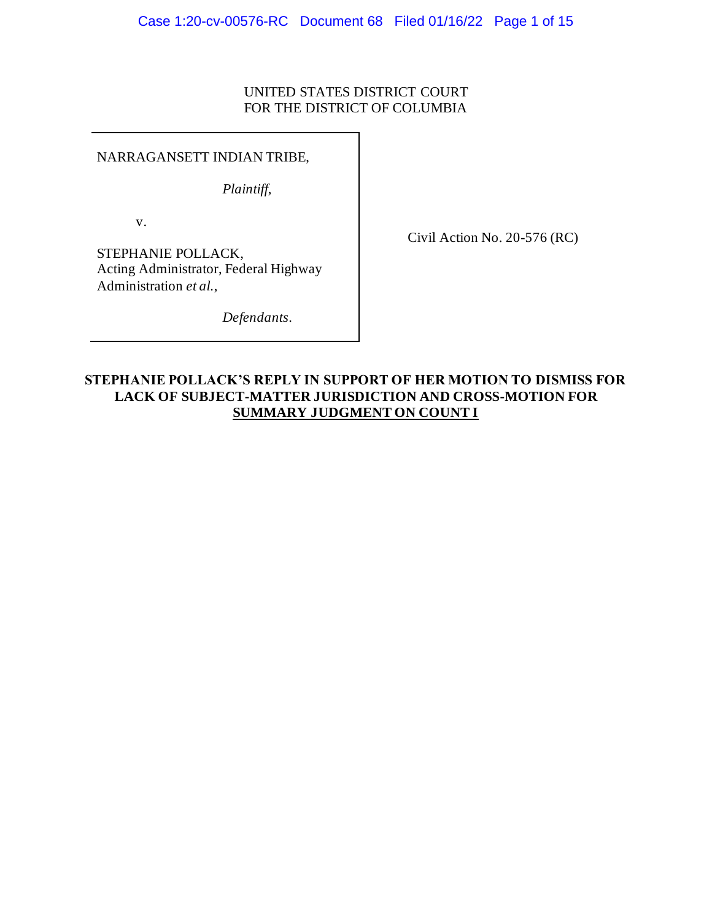UNITED STATES DISTRICT COURT
FOR THE DISTRICT OF COLUMBIA

NARRAGANSETT INDIAN TRIBE,

*Plaintiff*,

v.

STEPHANIE POLLACK,
Acting Administrator, Federal Highway Administration *et al.*,

*Defendants*.

Civil Action No. 20-576 (RC)

**STEPHANIE POLLACK'S REPLY IN SUPPORT OF HER MOTION TO DISMISS FOR LACK OF SUBJECT-MATTER JURISDICTION AND CROSS-MOTION FOR SUMMARY JUDGMENT ON COUNT I**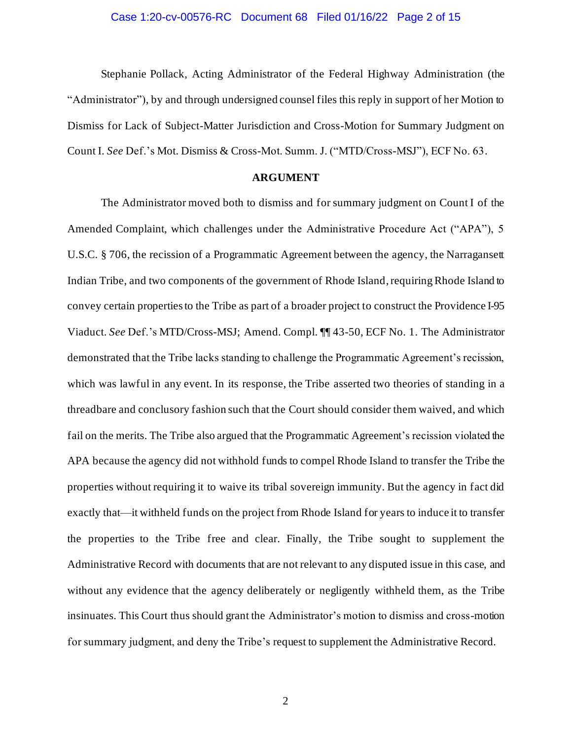Stephanie Pollack, Acting Administrator of the Federal Highway Administration (the "Administrator"), by and through undersigned counsel files this reply in support of her Motion to Dismiss for Lack of Subject-Matter Jurisdiction and Cross-Motion for Summary Judgment on Count I. *See* Def.'s Mot. Dismiss & Cross-Mot. Summ. J. ("MTD/Cross-MSJ"), ECF No. 63.

## ARGUMENT

The Administrator moved both to dismiss and for summary judgment on Count I of the Amended Complaint, which challenges under the Administrative Procedure Act ("APA"), 5 U.S.C. § 706, the recission of a Programmatic Agreement between the agency, the Narragansett Indian Tribe, and two components of the government of Rhode Island, requiring Rhode Island to convey certain properties to the Tribe as part of a broader project to construct the Providence I-95 Viaduct. *See* Def.'s MTD/Cross-MSJ; Amend. Compl. ¶¶ 43-50, ECF No. 1. The Administrator demonstrated that the Tribe lacks standing to challenge the Programmatic Agreement's recission, which was lawful in any event. In its response, the Tribe asserted two theories of standing in a threadbare and conclusory fashion such that the Court should consider them waived, and which fail on the merits. The Tribe also argued that the Programmatic Agreement's recission violated the APA because the agency did not withhold funds to compel Rhode Island to transfer the Tribe the properties without requiring it to waive its tribal sovereign immunity. But the agency in fact did exactly that—it withheld funds on the project from Rhode Island for years to induce it to transfer the properties to the Tribe free and clear. Finally, the Tribe sought to supplement the Administrative Record with documents that are not relevant to any disputed issue in this case, and without any evidence that the agency deliberately or negligently withheld them, as the Tribe insinuates. This Court thus should grant the Administrator's motion to dismiss and cross-motion for summary judgment, and deny the Tribe's request to supplement the Administrative Record.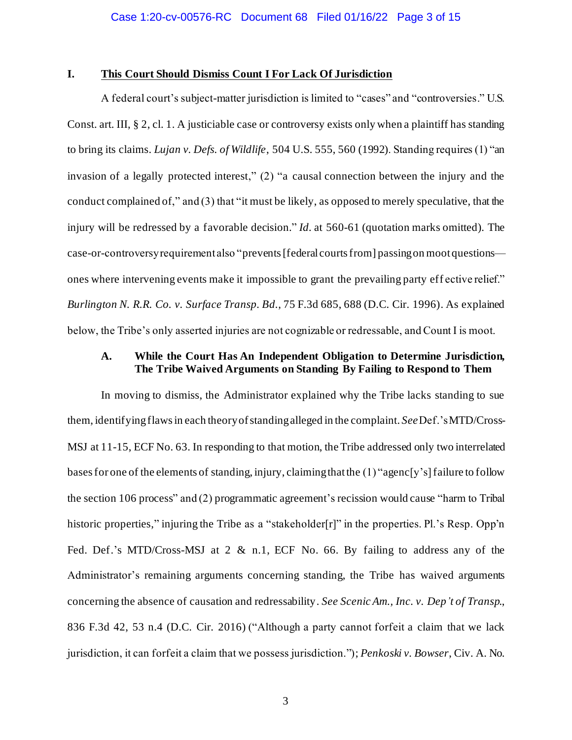## I. <u>This Court Should Dismiss Count I For Lack Of Jurisdiction</u>

A federal court's subject-matter jurisdiction is limited to "cases" and "controversies." U.S. Const. art. III, § 2, cl. 1. A justiciable case or controversy exists only when a plaintiff has standing to bring its claims. *Lujan v. Defs. of Wildlife*, 504 U.S. 555, 560 (1992). Standing requires (1) "an invasion of a legally protected interest," (2) "a causal connection between the injury and the conduct complained of," and (3) that "it must be likely, as opposed to merely speculative, that the injury will be redressed by a favorable decision." *Id.* at 560-61 (quotation marks omitted). The case-or-controversy requirement also "prevents [federal courts from] passing on moot questions—ones where intervening events make it impossible to grant the prevailing party effective relief." *Burlington N. R.R. Co. v. Surface Transp. Bd.*, 75 F.3d 685, 688 (D.C. Cir. 1996). As explained below, the Tribe's only asserted injuries are not cognizable or redressable, and Count I is moot.

### A. While the Court Has An Independent Obligation to Determine Jurisdiction, The Tribe Waived Arguments on Standing By Failing to Respond to Them

In moving to dismiss, the Administrator explained why the Tribe lacks standing to sue them, identifying flaws in each theory of standing alleged in the complaint. *See* Def.'s MTD/Cross-MSJ at 11-15, ECF No. 63. In responding to that motion, the Tribe addressed only two interrelated bases for one of the elements of standing, injury, claiming that the (1) "agenc[y's] failure to follow the section 106 process" and (2) programmatic agreement's recission would cause "harm to Tribal historic properties," injuring the Tribe as a "stakeholder[r]" in the properties. Pl.'s Resp. Opp'n Fed. Def.'s MTD/Cross-MSJ at 2 & n.1, ECF No. 66. By failing to address any of the Administrator's remaining arguments concerning standing, the Tribe has waived arguments concerning the absence of causation and redressability. *See Scenic Am., Inc. v. Dep't of Transp.*, 836 F.3d 42, 53 n.4 (D.C. Cir. 2016) ("Although a party cannot forfeit a claim that we lack jurisdiction, it can forfeit a claim that we possess jurisdiction."); *Penkoski v. Bowser*, Civ. A. No.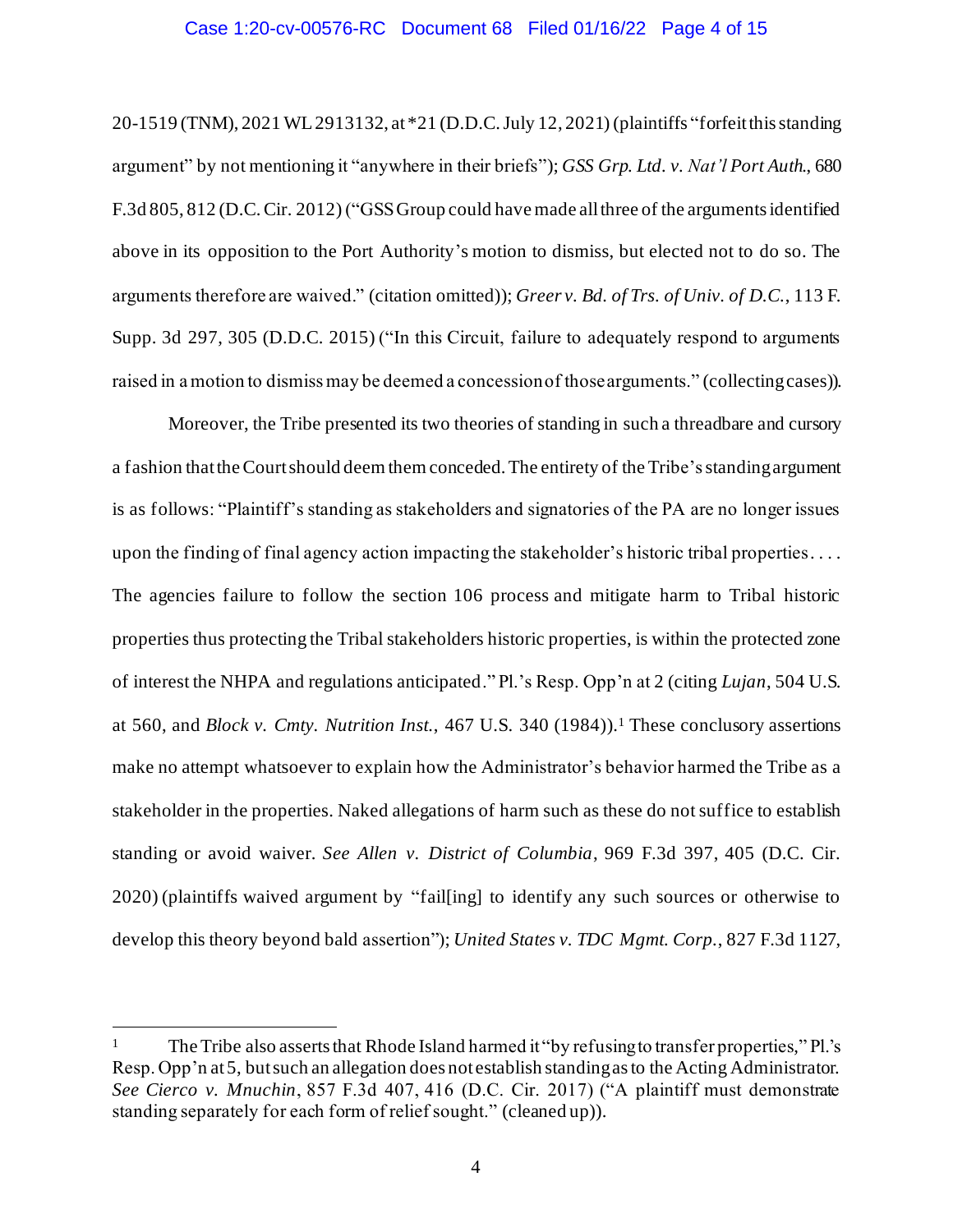20-1519 (TNM), 2021 WL 2913132, at *21 (D.D.C. July 12, 2021) (plaintiffs "forfeit this standing argument" by not mentioning it "anywhere in their briefs"); *GSS Grp. Ltd. v. Nat'l Port Auth.*, 680 F.3d 805, 812 (D.C. Cir. 2012) ("GSS Group could have made all three of the arguments identified above in its opposition to the Port Authority's motion to dismiss, but elected not to do so. The arguments therefore are waived." (citation omitted)); *Greer v. Bd. of Trs. of Univ. of D.C.*, 113 F. Supp. 3d 297, 305 (D.D.C. 2015) ("In this Circuit, failure to adequately respond to arguments raised in a motion to dismiss may be deemed a concession of those arguments." (collecting cases)).

Moreover, the Tribe presented its two theories of standing in such a threadbare and cursory a fashion that the Court should deem them conceded. The entirety of the Tribe's standing argument is as follows: "Plaintiff's standing as stakeholders and signatories of the PA are no longer issues upon the finding of final agency action impacting the stakeholder's historic tribal properties. . . . The agencies failure to follow the section 106 process and mitigate harm to Tribal historic properties thus protecting the Tribal stakeholders historic properties, is within the protected zone of interest the NHPA and regulations anticipated." Pl.'s Resp. Opp'n at 2 (citing *Lujan*, 504 U.S. at 560, and *Block v. Cmty. Nutrition Inst.*, 467 U.S. 340 (1984)).[1] These conclusory assertions make no attempt whatsoever to explain how the Administrator's behavior harmed the Tribe as a stakeholder in the properties. Naked allegations of harm such as these do not suffice to establish standing or avoid waiver. *See Allen v. District of Columbia*, 969 F.3d 397, 405 (D.C. Cir. 2020) (plaintiffs waived argument by "fail[ing] to identify any such sources or otherwise to develop this theory beyond bald assertion"); *United States v. TDC Mgmt. Corp.*, 827 F.3d 1127,

---

[1] The Tribe also asserts that Rhode Island harmed it "by refusing to transfer properties," Pl.'s Resp. Opp'n at 5, but such an allegation does not establish standing as to the Acting Administrator. *See Cierco v. Mnuchin*, 857 F.3d 407, 416 (D.C. Cir. 2017) ("A plaintiff must demonstrate standing separately for each form of relief sought." (cleaned up)).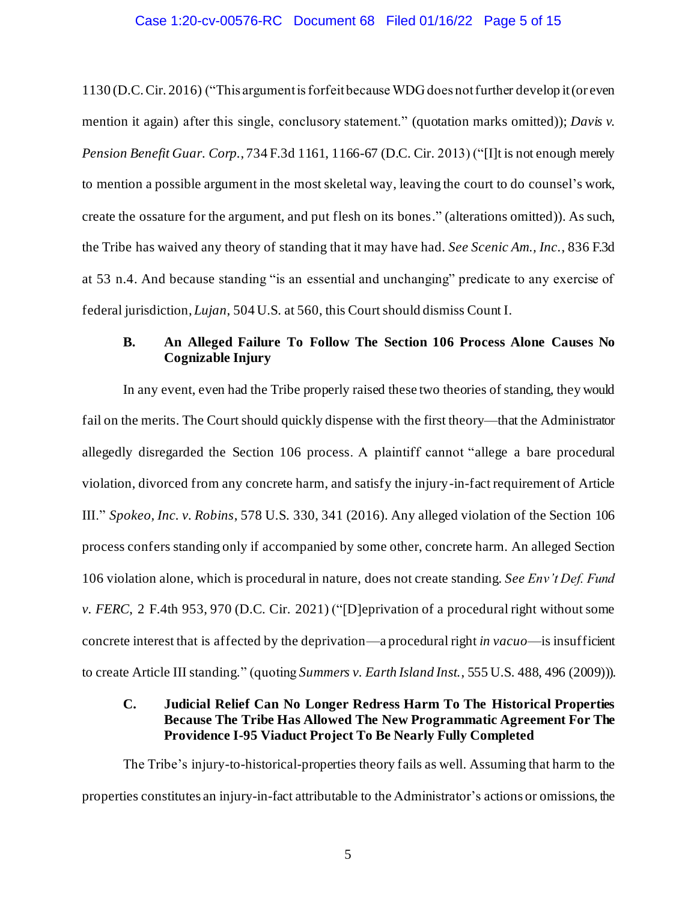1130 (D.C. Cir. 2016) ("This argument is forfeit because WDG does not further develop it (or even mention it again) after this single, conclusory statement." (quotation marks omitted)); *Davis v. Pension Benefit Guar. Corp.*, 734 F.3d 1161, 1166-67 (D.C. Cir. 2013) ("[I]t is not enough merely to mention a possible argument in the most skeletal way, leaving the court to do counsel's work, create the ossature for the argument, and put flesh on its bones." (alterations omitted)). As such, the Tribe has waived any theory of standing that it may have had. *See Scenic Am., Inc.*, 836 F.3d at 53 n.4. And because standing "is an essential and unchanging" predicate to any exercise of federal jurisdiction, *Lujan*, 504 U.S. at 560, this Court should dismiss Count I.

### B. An Alleged Failure To Follow The Section 106 Process Alone Causes No Cognizable Injury

In any event, even had the Tribe properly raised these two theories of standing, they would fail on the merits. The Court should quickly dispense with the first theory—that the Administrator allegedly disregarded the Section 106 process. A plaintiff cannot "allege a bare procedural violation, divorced from any concrete harm, and satisfy the injury-in-fact requirement of Article III." *Spokeo, Inc. v. Robins*, 578 U.S. 330, 341 (2016). Any alleged violation of the Section 106 process confers standing only if accompanied by some other, concrete harm. An alleged Section 106 violation alone, which is procedural in nature, does not create standing. *See Env't Def. Fund v. FERC*, 2 F.4th 953, 970 (D.C. Cir. 2021) ("[D]eprivation of a procedural right without some concrete interest that is affected by the deprivation—a procedural right *in vacuo*—is insufficient to create Article III standing." (quoting *Summers v. Earth Island Inst.*, 555 U.S. 488, 496 (2009))).

### C. Judicial Relief Can No Longer Redress Harm To The Historical Properties Because The Tribe Has Allowed The New Programmatic Agreement For The Providence I-95 Viaduct Project To Be Nearly Fully Completed

The Tribe's injury-to-historical-properties theory fails as well. Assuming that harm to the properties constitutes an injury-in-fact attributable to the Administrator's actions or omissions, the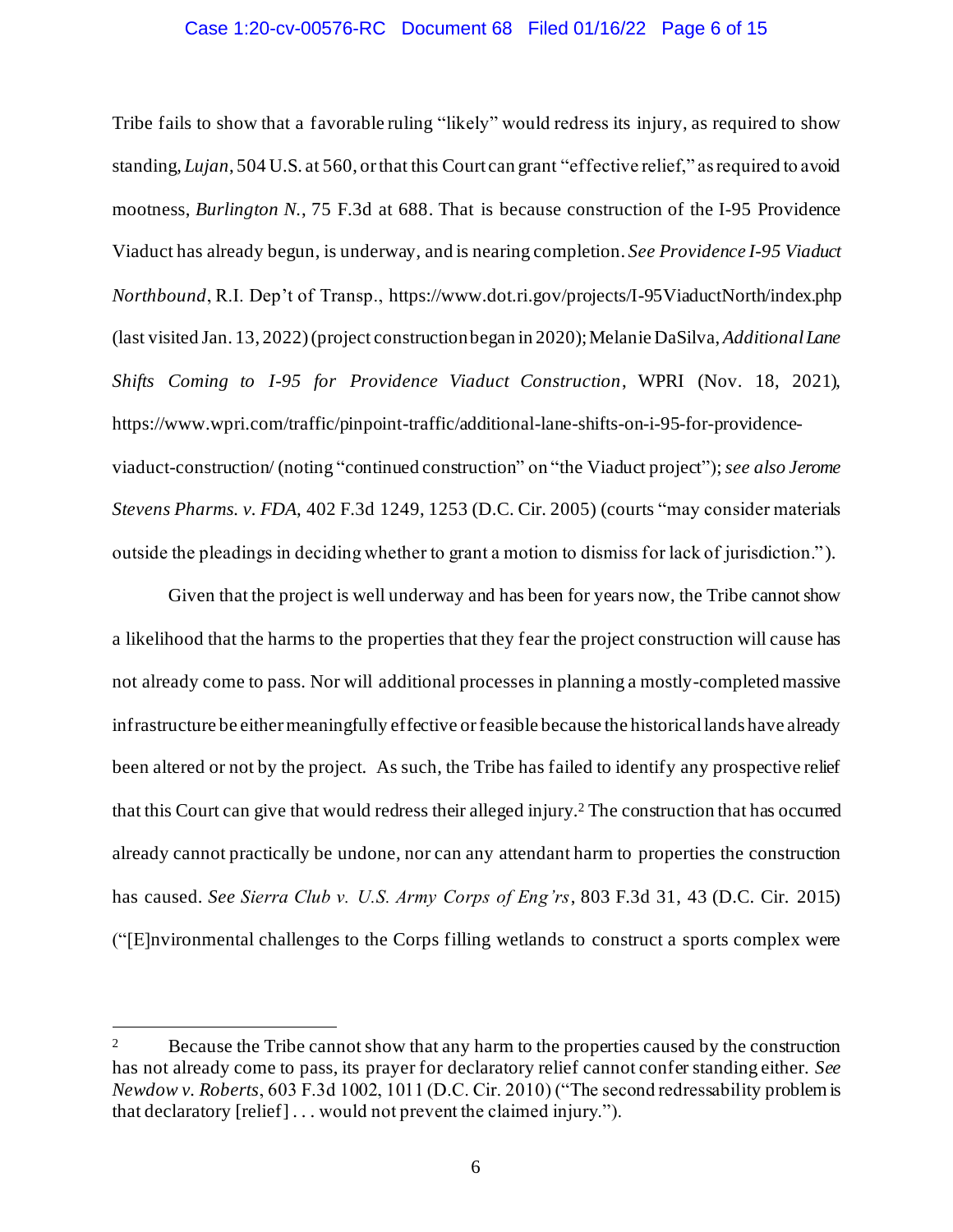Tribe fails to show that a favorable ruling "likely" would redress its injury, as required to show standing, *Lujan*, 504 U.S. at 560, or that this Court can grant "effective relief," as required to avoid mootness, *Burlington N.*, 75 F.3d at 688. That is because construction of the I-95 Providence Viaduct has already begun, is underway, and is nearing completion. *See Providence I-95 Viaduct Northbound*, R.I. Dep't of Transp., https://www.dot.ri.gov/projects/I-95ViaductNorth/index.php (last visited Jan. 13, 2022) (project construction began in 2020); Melanie DaSilva, *Additional Lane Shifts Coming to I-95 for Providence Viaduct Construction*, WPRI (Nov. 18, 2021), https://www.wpri.com/traffic/pinpoint-traffic/additional-lane-shifts-on-i-95-for-providence-viaduct-construction/ (noting "continued construction" on "the Viaduct project"); *see also Jerome Stevens Pharms. v. FDA*, 402 F.3d 1249, 1253 (D.C. Cir. 2005) (courts "may consider materials outside the pleadings in deciding whether to grant a motion to dismiss for lack of jurisdiction.").

Given that the project is well underway and has been for years now, the Tribe cannot show a likelihood that the harms to the properties that they fear the project construction will cause has not already come to pass. Nor will additional processes in planning a mostly-completed massive infrastructure be either meaningfully effective or feasible because the historical lands have already been altered or not by the project. As such, the Tribe has failed to identify any prospective relief that this Court can give that would redress their alleged injury.[2] The construction that has occurred already cannot practically be undone, nor can any attendant harm to properties the construction has caused. *See Sierra Club v. U.S. Army Corps of Eng'rs*, 803 F.3d 31, 43 (D.C. Cir. 2015) ("[E]nvironmental challenges to the Corps filling wetlands to construct a sports complex were

---

[2] Because the Tribe cannot show that any harm to the properties caused by the construction has not already come to pass, its prayer for declaratory relief cannot confer standing either. *See Newdow v. Roberts*, 603 F.3d 1002, 1011 (D.C. Cir. 2010) ("The second redressability problem is that declaratory [relief] . . . would not prevent the claimed injury.").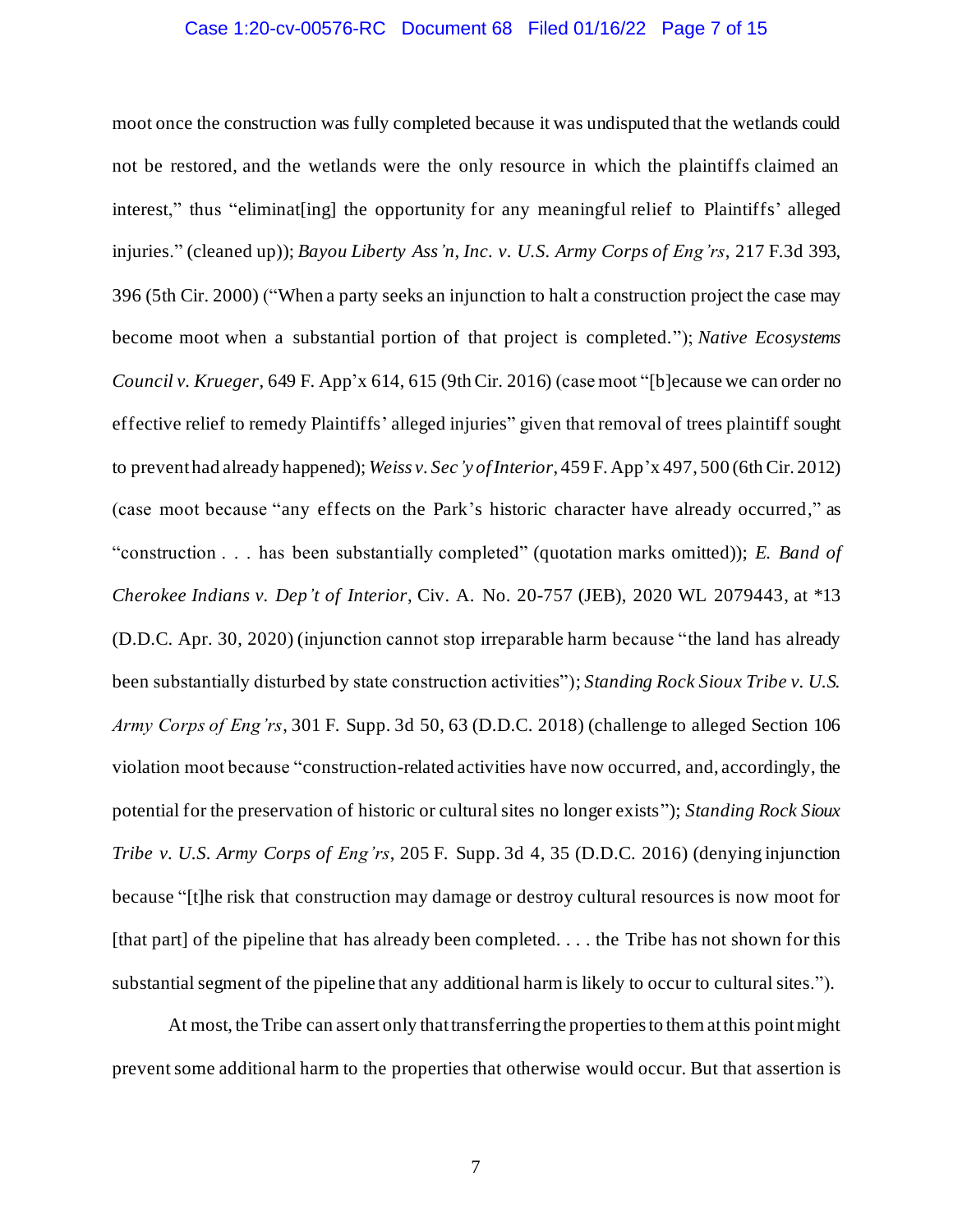moot once the construction was fully completed because it was undisputed that the wetlands could not be restored, and the wetlands were the only resource in which the plaintiffs claimed an interest," thus "eliminat[ing] the opportunity for any meaningful relief to Plaintiffs' alleged injuries." (cleaned up)); *Bayou Liberty Ass'n, Inc. v. U.S. Army Corps of Eng'rs*, 217 F.3d 393, 396 (5th Cir. 2000) ("When a party seeks an injunction to halt a construction project the case may become moot when a substantial portion of that project is completed."); *Native Ecosystems Council v. Krueger*, 649 F. App'x 614, 615 (9th Cir. 2016) (case moot "[b]ecause we can order no effective relief to remedy Plaintiffs' alleged injuries" given that removal of trees plaintiff sought to prevent had already happened); *Weiss v. Sec'y of Interior*, 459 F. App'x 497, 500 (6th Cir. 2012) (case moot because "any effects on the Park's historic character have already occurred," as "construction . . . has been substantially completed" (quotation marks omitted)); *E. Band of Cherokee Indians v. Dep't of Interior*, Civ. A. No. 20-757 (JEB), 2020 WL 2079443, at *13 (D.D.C. Apr. 30, 2020) (injunction cannot stop irreparable harm because "the land has already been substantially disturbed by state construction activities"); *Standing Rock Sioux Tribe v. U.S. Army Corps of Eng'rs*, 301 F. Supp. 3d 50, 63 (D.D.C. 2018) (challenge to alleged Section 106 violation moot because "construction-related activities have now occurred, and, accordingly, the potential for the preservation of historic or cultural sites no longer exists"); *Standing Rock Sioux Tribe v. U.S. Army Corps of Eng'rs*, 205 F. Supp. 3d 4, 35 (D.D.C. 2016) (denying injunction because "[t]he risk that construction may damage or destroy cultural resources is now moot for [that part] of the pipeline that has already been completed. . . . the Tribe has not shown for this substantial segment of the pipeline that any additional harm is likely to occur to cultural sites.").

At most, the Tribe can assert only that transferring the properties to them at this point might prevent some additional harm to the properties that otherwise would occur. But that assertion is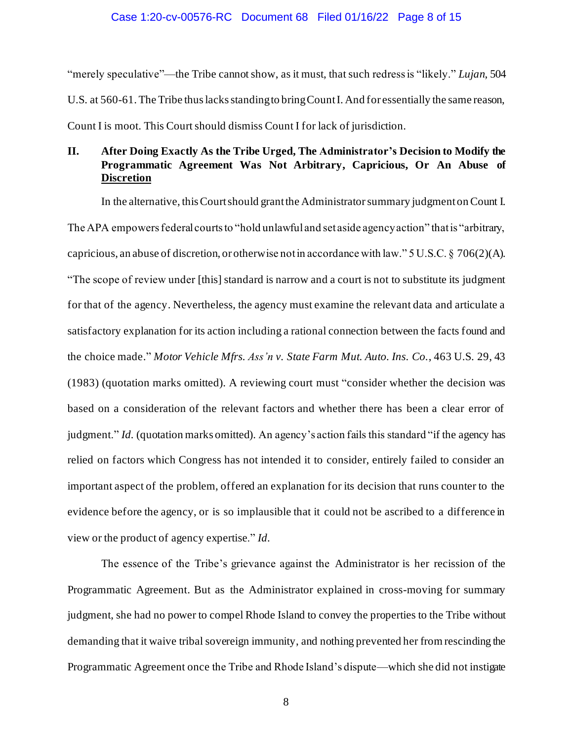"merely speculative"—the Tribe cannot show, as it must, that such redress is "likely." *Lujan*, 504 U.S. at 560-61. The Tribe thus lacks standing to bring Count I. And for essentially the same reason, Count I is moot. This Court should dismiss Count I for lack of jurisdiction.

## II. After Doing Exactly As the Tribe Urged, The Administrator's Decision to Modify the Programmatic Agreement Was Not Arbitrary, Capricious, Or An Abuse of Discretion

In the alternative, this Court should grant the Administrator summary judgment on Count I. The APA empowers federal courts to "hold unlawful and set aside agency action" that is "arbitrary, capricious, an abuse of discretion, or otherwise not in accordance with law." 5 U.S.C. § 706(2)(A). "The scope of review under [this] standard is narrow and a court is not to substitute its judgment for that of the agency. Nevertheless, the agency must examine the relevant data and articulate a satisfactory explanation for its action including a rational connection between the facts found and the choice made." *Motor Vehicle Mfrs. Ass'n v. State Farm Mut. Auto. Ins. Co.*, 463 U.S. 29, 43 (1983) (quotation marks omitted). A reviewing court must "consider whether the decision was based on a consideration of the relevant factors and whether there has been a clear error of judgment." *Id.* (quotation marks omitted). An agency's action fails this standard "if the agency has relied on factors which Congress has not intended it to consider, entirely failed to consider an important aspect of the problem, offered an explanation for its decision that runs counter to the evidence before the agency, or is so implausible that it could not be ascribed to a difference in view or the product of agency expertise." *Id.*

The essence of the Tribe's grievance against the Administrator is her recission of the Programmatic Agreement. But as the Administrator explained in cross-moving for summary judgment, she had no power to compel Rhode Island to convey the properties to the Tribe without demanding that it waive tribal sovereign immunity, and nothing prevented her from rescinding the Programmatic Agreement once the Tribe and Rhode Island's dispute—which she did not instigate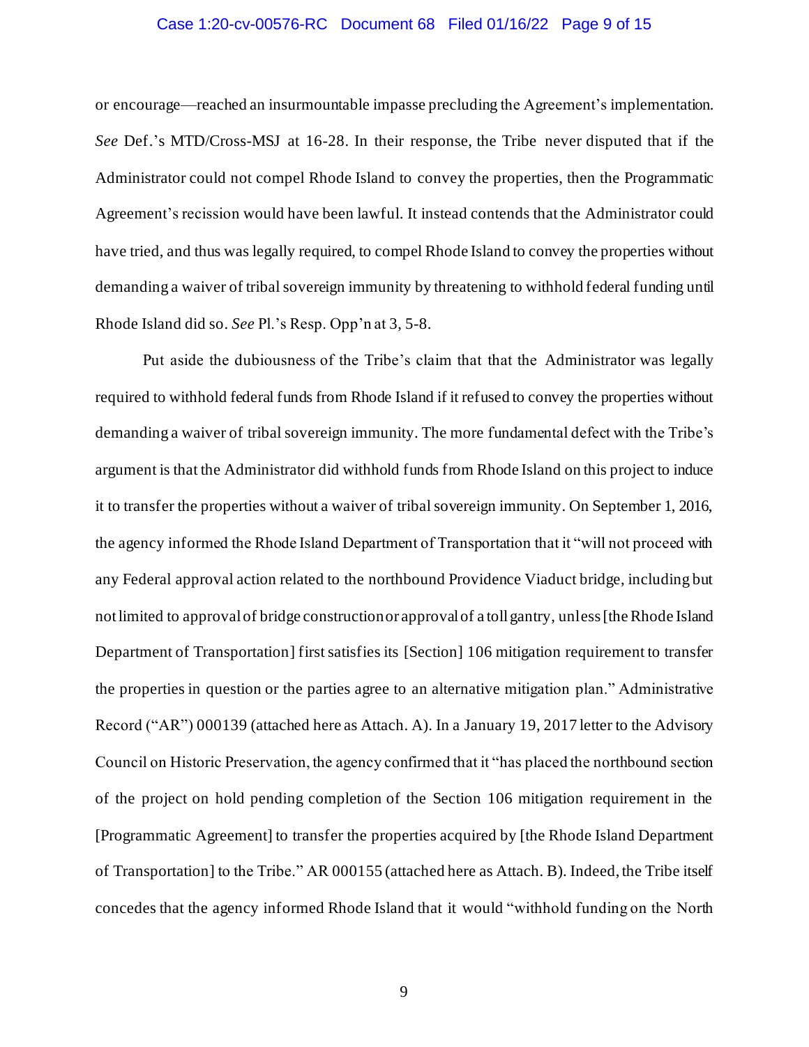or encourage—reached an insurmountable impasse precluding the Agreement's implementation. *See* Def.'s MTD/Cross-MSJ at 16-28. In their response, the Tribe never disputed that if the Administrator could not compel Rhode Island to convey the properties, then the Programmatic Agreement's recission would have been lawful. It instead contends that the Administrator could have tried, and thus was legally required, to compel Rhode Island to convey the properties without demanding a waiver of tribal sovereign immunity by threatening to withhold federal funding until Rhode Island did so. *See* Pl.'s Resp. Opp'n at 3, 5-8.

Put aside the dubiousness of the Tribe's claim that that the Administrator was legally required to withhold federal funds from Rhode Island if it refused to convey the properties without demanding a waiver of tribal sovereign immunity. The more fundamental defect with the Tribe's argument is that the Administrator did withhold funds from Rhode Island on this project to induce it to transfer the properties without a waiver of tribal sovereign immunity. On September 1, 2016, the agency informed the Rhode Island Department of Transportation that it "will not proceed with any Federal approval action related to the northbound Providence Viaduct bridge, including but not limited to approval of bridge construction or approval of a toll gantry, unless [the Rhode Island Department of Transportation] first satisfies its [Section] 106 mitigation requirement to transfer the properties in question or the parties agree to an alternative mitigation plan." Administrative Record ("AR") 000139 (attached here as Attach. A). In a January 19, 2017 letter to the Advisory Council on Historic Preservation, the agency confirmed that it "has placed the northbound section of the project on hold pending completion of the Section 106 mitigation requirement in the [Programmatic Agreement] to transfer the properties acquired by [the Rhode Island Department of Transportation] to the Tribe." AR 000155 (attached here as Attach. B). Indeed, the Tribe itself concedes that the agency informed Rhode Island that it would "withhold funding on the North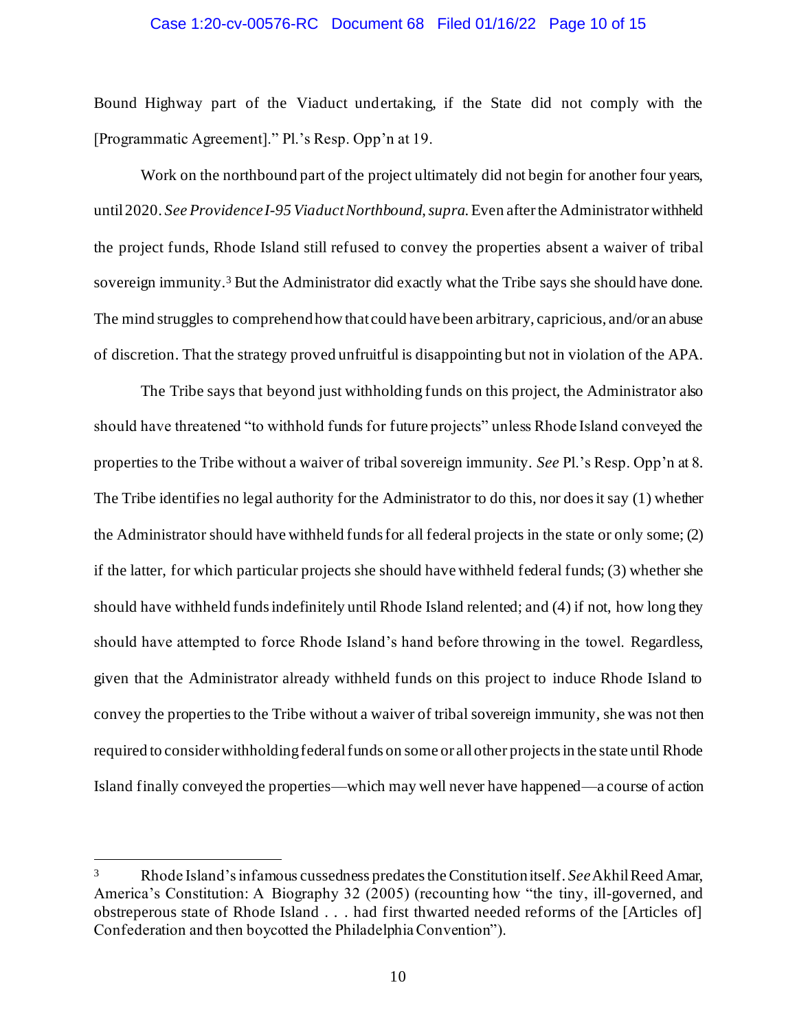Bound Highway part of the Viaduct undertaking, if the State did not comply with the [Programmatic Agreement]." Pl.'s Resp. Opp'n at 19.

Work on the northbound part of the project ultimately did not begin for another four years, until 2020. *See Providence I-95 Viaduct Northbound*, *supra*. Even after the Administrator withheld the project funds, Rhode Island still refused to convey the properties absent a waiver of tribal sovereign immunity.[3] But the Administrator did exactly what the Tribe says she should have done. The mind struggles to comprehend how that could have been arbitrary, capricious, and/or an abuse of discretion. That the strategy proved unfruitful is disappointing but not in violation of the APA.

The Tribe says that beyond just withholding funds on this project, the Administrator also should have threatened "to withhold funds for future projects" unless Rhode Island conveyed the properties to the Tribe without a waiver of tribal sovereign immunity. *See* Pl.'s Resp. Opp'n at 8. The Tribe identifies no legal authority for the Administrator to do this, nor does it say (1) whether the Administrator should have withheld funds for all federal projects in the state or only some; (2) if the latter, for which particular projects she should have withheld federal funds; (3) whether she should have withheld funds indefinitely until Rhode Island relented; and (4) if not, how long they should have attempted to force Rhode Island's hand before throwing in the towel. Regardless, given that the Administrator already withheld funds on this project to induce Rhode Island to convey the properties to the Tribe without a waiver of tribal sovereign immunity, she was not then required to consider withholding federal funds on some or all other projects in the state until Rhode Island finally conveyed the properties—which may well never have happened—a course of action

---

[3] Rhode Island's infamous cussedness predates the Constitution itself. *See* Akhil Reed Amar, America's Constitution: A Biography 32 (2005) (recounting how "the tiny, ill-governed, and obstreperous state of Rhode Island . . . had first thwarted needed reforms of the [Articles of] Confederation and then boycotted the Philadelphia Convention").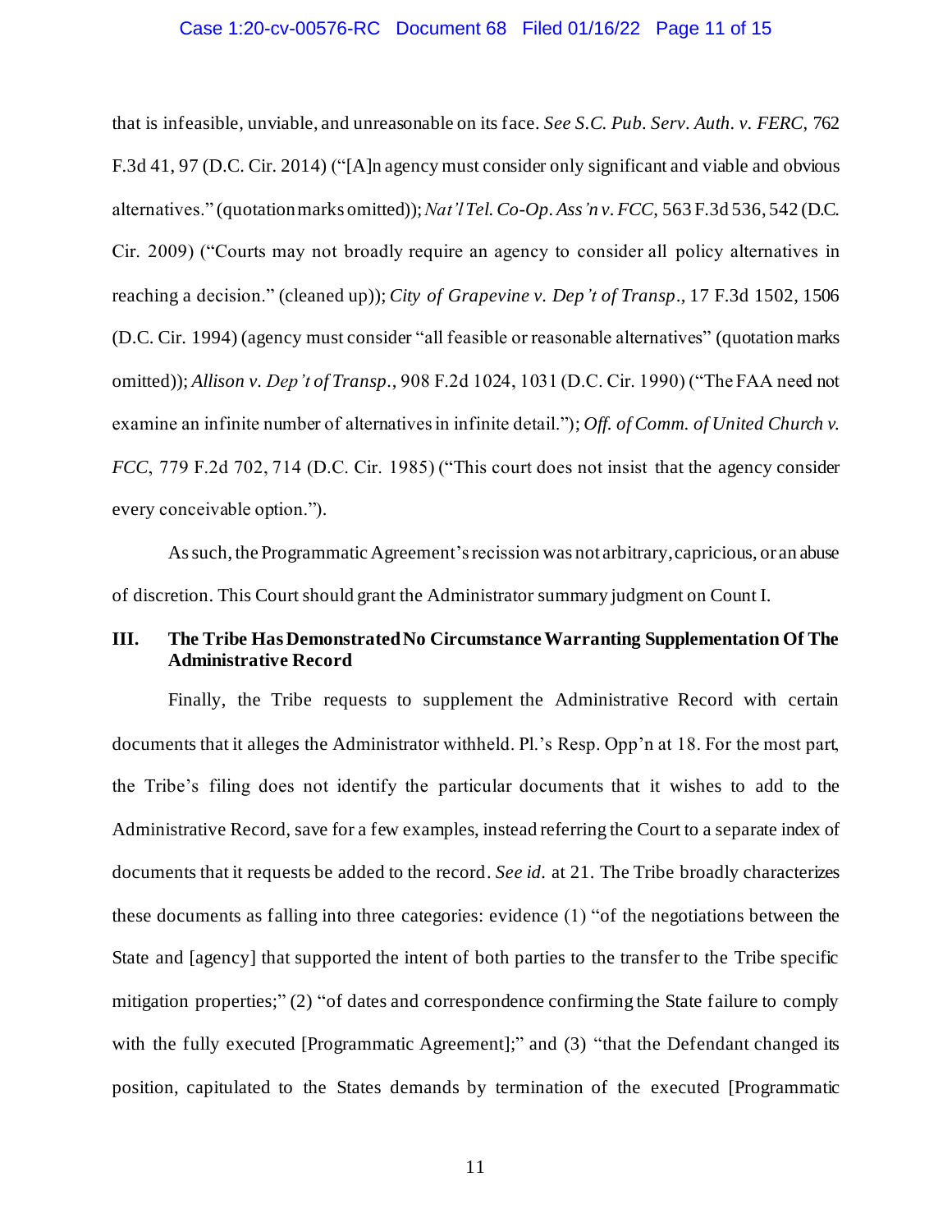that is infeasible, unviable, and unreasonable on its face. *See S.C. Pub. Serv. Auth. v. FERC*, 762 F.3d 41, 97 (D.C. Cir. 2014) ("[A]n agency must consider only significant and viable and obvious alternatives." (quotation marks omitted)); *Nat'l Tel. Co-Op. Ass'n v. FCC*, 563 F.3d 536, 542 (D.C. Cir. 2009) ("Courts may not broadly require an agency to consider all policy alternatives in reaching a decision." (cleaned up)); *City of Grapevine v. Dep't of Transp.*, 17 F.3d 1502, 1506 (D.C. Cir. 1994) (agency must consider "all feasible or reasonable alternatives" (quotation marks omitted)); *Allison v. Dep't of Transp.*, 908 F.2d 1024, 1031 (D.C. Cir. 1990) ("The FAA need not examine an infinite number of alternatives in infinite detail."); *Off. of Comm. of United Church v. FCC*, 779 F.2d 702, 714 (D.C. Cir. 1985) ("This court does not insist that the agency consider every conceivable option.").

As such, the Programmatic Agreement's recission was not arbitrary, capricious, or an abuse of discretion. This Court should grant the Administrator summary judgment on Count I.

### III. The Tribe Has Demonstrated No Circumstance Warranting Supplementation Of The Administrative Record

Finally, the Tribe requests to supplement the Administrative Record with certain documents that it alleges the Administrator withheld. Pl.'s Resp. Opp'n at 18. For the most part, the Tribe's filing does not identify the particular documents that it wishes to add to the Administrative Record, save for a few examples, instead referring the Court to a separate index of documents that it requests be added to the record. *See id.* at 21. The Tribe broadly characterizes these documents as falling into three categories: evidence (1) "of the negotiations between the State and [agency] that supported the intent of both parties to the transfer to the Tribe specific mitigation properties;" (2) "of dates and correspondence confirming the State failure to comply with the fully executed [Programmatic Agreement];" and (3) "that the Defendant changed its position, capitulated to the States demands by termination of the executed [Programmatic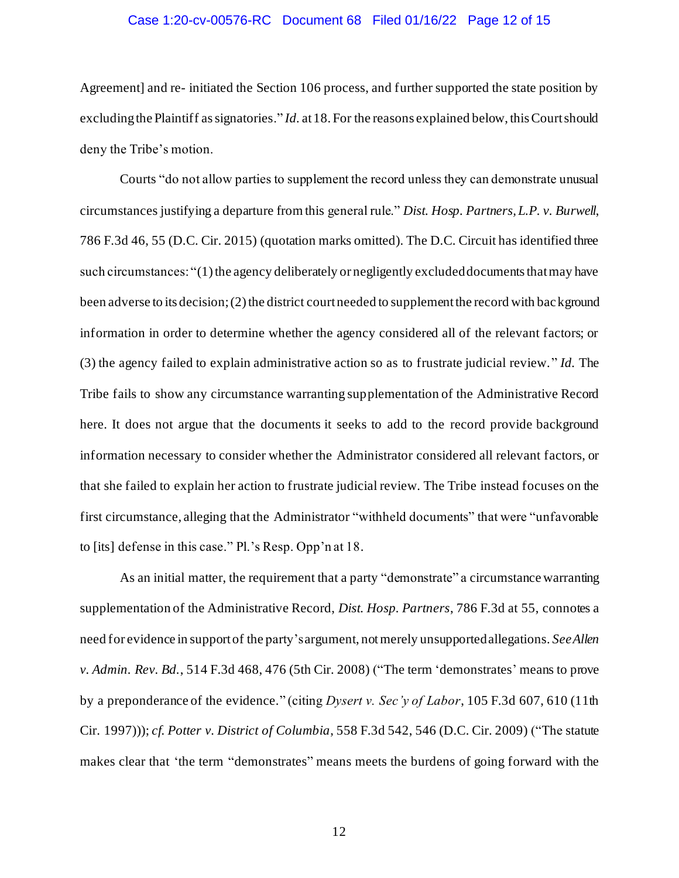Agreement] and re- initiated the Section 106 process, and further supported the state position by excluding the Plaintiff as signatories." *Id.* at 18. For the reasons explained below, this Court should deny the Tribe's motion.

Courts "do not allow parties to supplement the record unless they can demonstrate unusual circumstances justifying a departure from this general rule." *Dist. Hosp. Partners, L.P. v. Burwell*, 786 F.3d 46, 55 (D.C. Cir. 2015) (quotation marks omitted). The D.C. Circuit has identified three such circumstances: "(1) the agency deliberately or negligently excluded documents that may have been adverse to its decision; (2) the district court needed to supplement the record with background information in order to determine whether the agency considered all of the relevant factors; or (3) the agency failed to explain administrative action so as to frustrate judicial review." *Id.* The Tribe fails to show any circumstance warranting supplementation of the Administrative Record here. It does not argue that the documents it seeks to add to the record provide background information necessary to consider whether the Administrator considered all relevant factors, or that she failed to explain her action to frustrate judicial review. The Tribe instead focuses on the first circumstance, alleging that the Administrator "withheld documents" that were "unfavorable to [its] defense in this case." Pl.'s Resp. Opp'n at 18.

As an initial matter, the requirement that a party "demonstrate" a circumstance warranting supplementation of the Administrative Record, *Dist. Hosp. Partners*, 786 F.3d at 55, connotes a need for evidence in support of the party's argument, not merely unsupported allegations. *See Allen v. Admin. Rev. Bd.*, 514 F.3d 468, 476 (5th Cir. 2008) ("The term 'demonstrates' means to prove by a preponderance of the evidence." (citing *Dysert v. Sec'y of Labor*, 105 F.3d 607, 610 (11th Cir. 1997))); *cf. Potter v. District of Columbia*, 558 F.3d 542, 546 (D.C. Cir. 2009) ("The statute makes clear that 'the term "demonstrates" means meets the burdens of going forward with the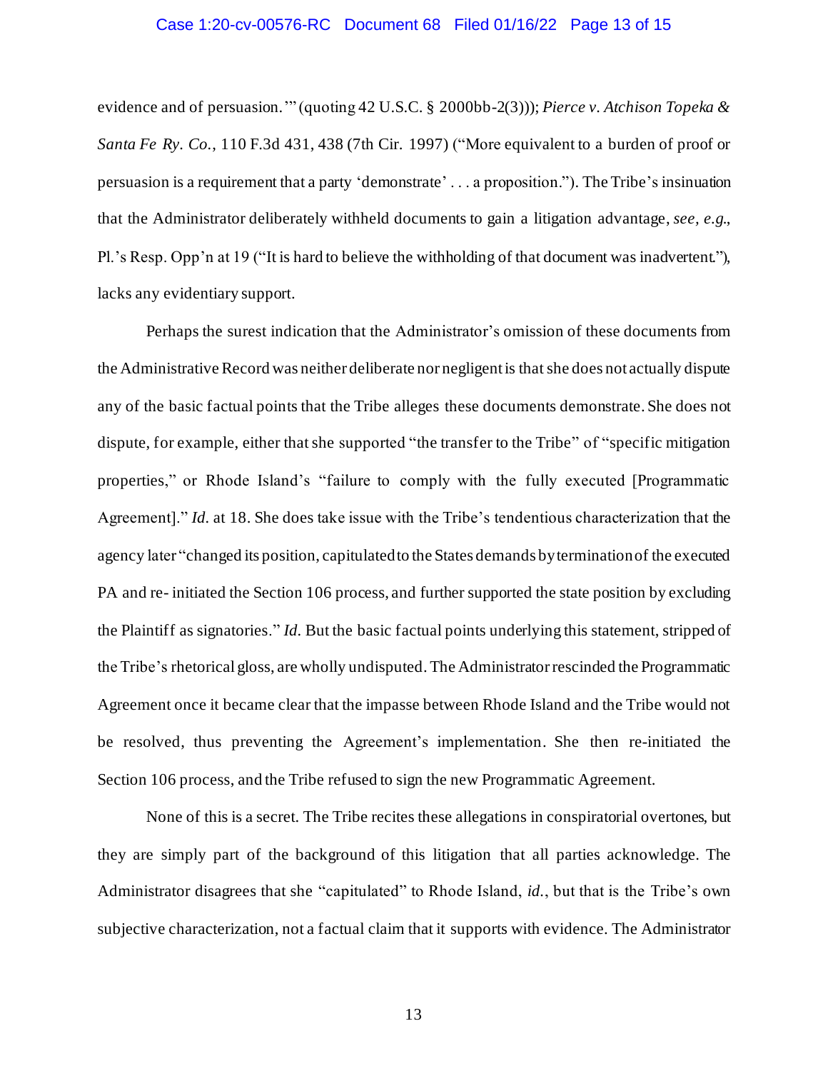evidence and of persuasion.'" (quoting 42 U.S.C. § 2000bb-2(3))); *Pierce v. Atchison Topeka & Santa Fe Ry. Co.*, 110 F.3d 431, 438 (7th Cir. 1997) ("More equivalent to a burden of proof or persuasion is a requirement that a party 'demonstrate' . . . a proposition."). The Tribe's insinuation that the Administrator deliberately withheld documents to gain a litigation advantage, *see, e.g.*, Pl.'s Resp. Opp'n at 19 ("It is hard to believe the withholding of that document was inadvertent."), lacks any evidentiary support.

Perhaps the surest indication that the Administrator's omission of these documents from the Administrative Record was neither deliberate nor negligent is that she does not actually dispute any of the basic factual points that the Tribe alleges these documents demonstrate. She does not dispute, for example, either that she supported "the transfer to the Tribe" of "specific mitigation properties," or Rhode Island's "failure to comply with the fully executed [Programmatic Agreement]." *Id.* at 18. She does take issue with the Tribe's tendentious characterization that the agency later "changed its position, capitulated to the States demands by termination of the executed PA and re- initiated the Section 106 process, and further supported the state position by excluding the Plaintiff as signatories." *Id.* But the basic factual points underlying this statement, stripped of the Tribe's rhetorical gloss, are wholly undisputed. The Administrator rescinded the Programmatic Agreement once it became clear that the impasse between Rhode Island and the Tribe would not be resolved, thus preventing the Agreement's implementation. She then re-initiated the Section 106 process, and the Tribe refused to sign the new Programmatic Agreement.

None of this is a secret. The Tribe recites these allegations in conspiratorial overtones, but they are simply part of the background of this litigation that all parties acknowledge. The Administrator disagrees that she "capitulated" to Rhode Island, *id.*, but that is the Tribe's own subjective characterization, not a factual claim that it supports with evidence. The Administrator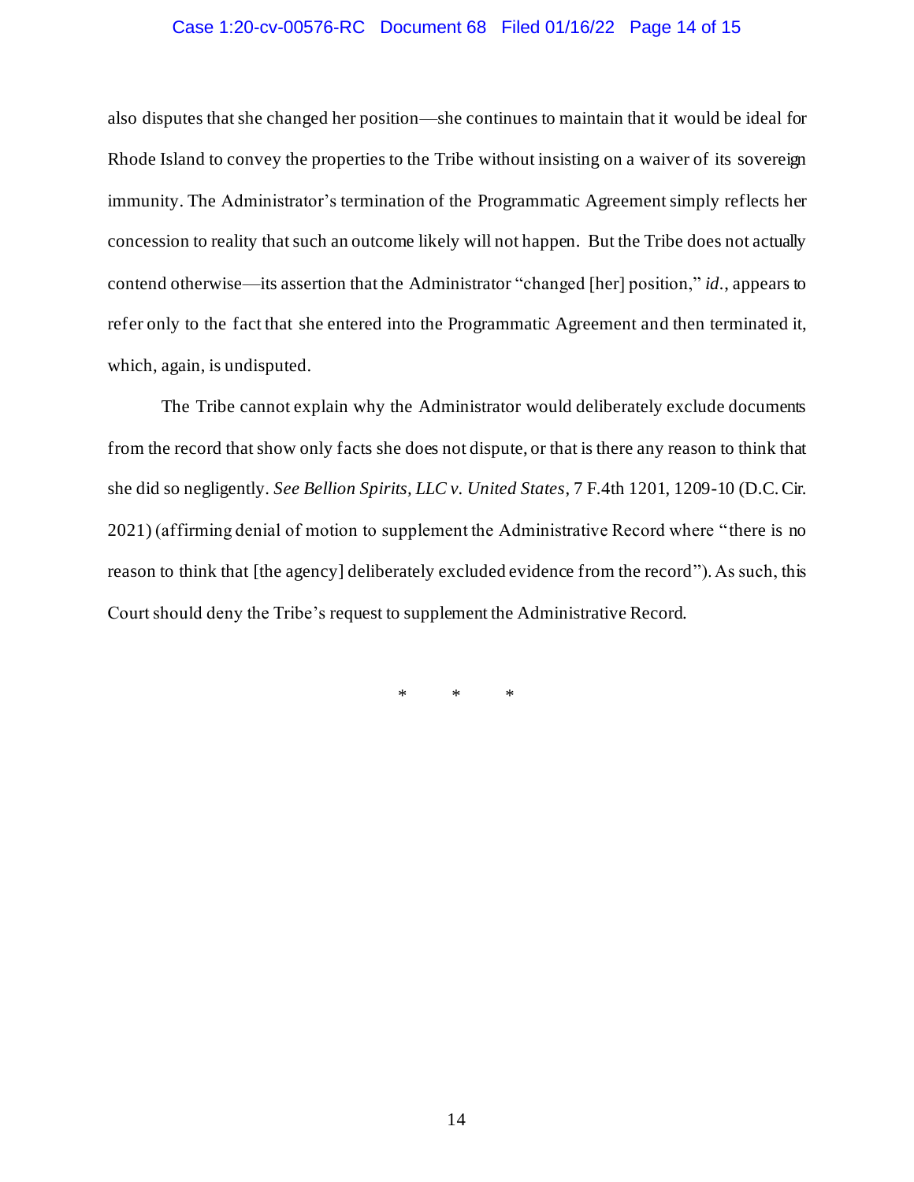also disputes that she changed her position—she continues to maintain that it would be ideal for Rhode Island to convey the properties to the Tribe without insisting on a waiver of its sovereign immunity. The Administrator's termination of the Programmatic Agreement simply reflects her concession to reality that such an outcome likely will not happen. But the Tribe does not actually contend otherwise—its assertion that the Administrator "changed [her] position," *id.*, appears to refer only to the fact that she entered into the Programmatic Agreement and then terminated it, which, again, is undisputed.

The Tribe cannot explain why the Administrator would deliberately exclude documents from the record that show only facts she does not dispute, or that is there any reason to think that she did so negligently. *See Bellion Spirits, LLC v. United States*, 7 F.4th 1201, 1209-10 (D.C. Cir. 2021) (affirming denial of motion to supplement the Administrative Record where "there is no reason to think that [the agency] deliberately excluded evidence from the record"). As such, this Court should deny the Tribe's request to supplement the Administrative Record.

\* \* \*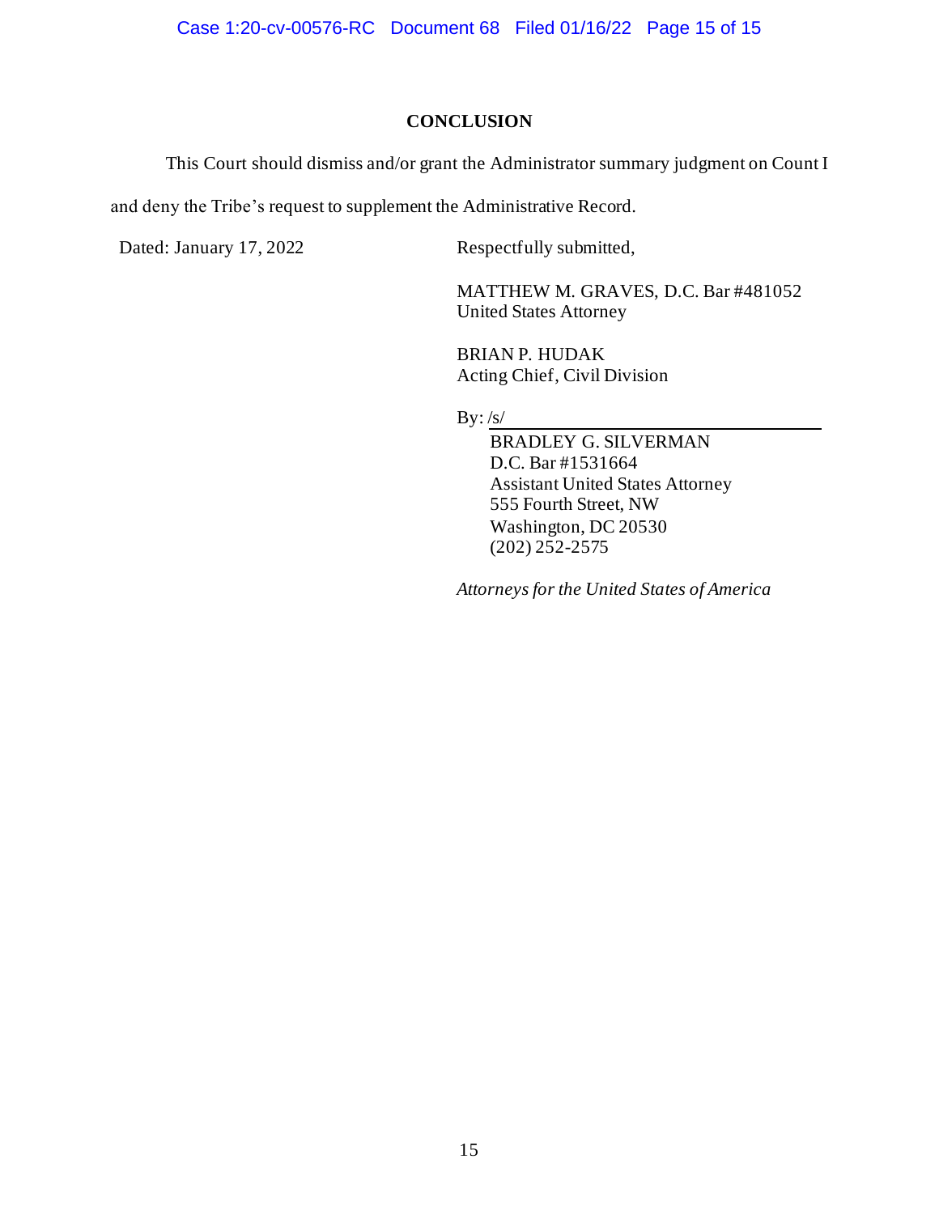## CONCLUSION

This Court should dismiss and/or grant the Administrator summary judgment on Count I and deny the Tribe's request to supplement the Administrative Record.

Dated: January 17, 2022

Respectfully submitted,

MATTHEW M. GRAVES, D.C. Bar #481052
United States Attorney

BRIAN P. HUDAK
Acting Chief, Civil Division

By: /s/
BRADLEY G. SILVERMAN
D.C. Bar #1531664
Assistant United States Attorney
555 Fourth Street, NW
Washington, DC 20530
(202) 252-2575

*Attorneys for the United States of America*